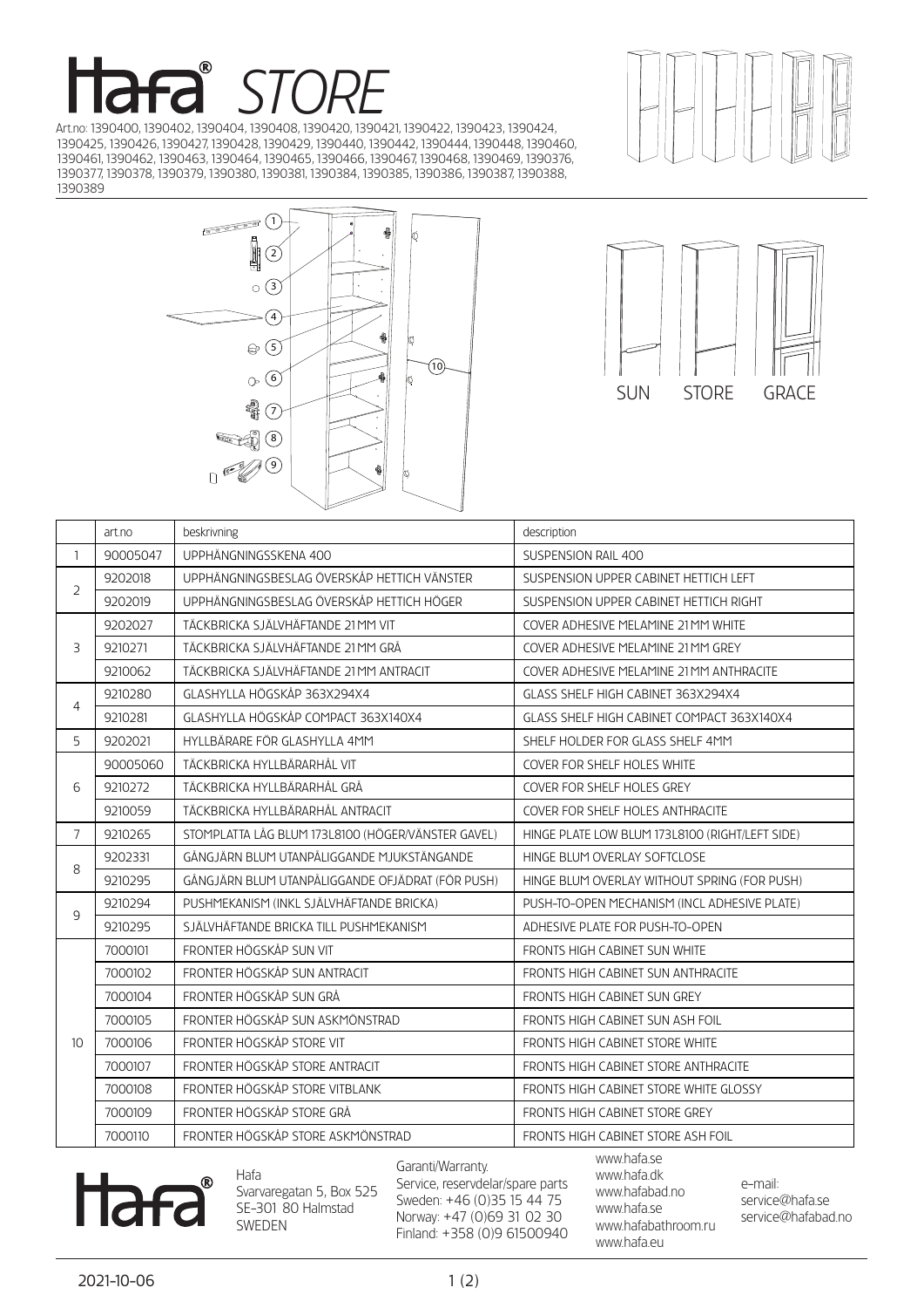# Hafa® STORE

Art.no: 1390400, 1390402, 1390404, 1390408, 1390420, 1390421, 1390422, 1390423, 1390424, 1390425, 1390426, 1390427, 1390428, 1390429, 1390440, 1390442, 1390444, 1390448, 1390460, 1390461, 1390462, 1390463, 1390464, 1390465, 1390466, 1390467, 1390468, 1390469, 1390376, 1390377, 1390378, 1390379, 1390380, 1390381, 1390384, 1390385, 1390386, 1390387, 1390388, 1390389

SUN STORE GRACE

| | art.no | beskrivning | description |
|---|---|---|---|
| 1 | 90005047 | UPPHÄNGNINGSSKENA 400 | SUSPENSION RAIL 400 |
| 2 | 9202018 | UPPHÄNGNINGSBESLAG ÖVERSKÅP HETTICH VÄNSTER | SUSPENSION UPPER CABINET HETTICH LEFT |
| | 9202019 | UPPHÄNGNINGSBESLAG ÖVERSKÅP HETTICH HÖGER | SUSPENSION UPPER CABINET HETTICH RIGHT |
| 3 | 9202027 | TÄCKBRICKA SJÄLVHÄFTANDE 21 MM VIT | COVER ADHESIVE MELAMINE 21 MM WHITE |
| | 9210271 | TÄCKBRICKA SJÄLVHÄFTANDE 21 MM GRÅ | COVER ADHESIVE MELAMINE 21 MM GREY |
| | 9210062 | TÄCKBRICKA SJÄLVHÄFTANDE 21 MM ANTRACIT | COVER ADHESIVE MELAMINE 21 MM ANTHRACITE |
| 4 | 9210280 | GLASHYLLA HÖGSKÅP 363X294X4 | GLASS SHELF HIGH CABINET 363X294X4 |
| | 9210281 | GLASHYLLA HÖGSKÅP COMPACT 363X140X4 | GLASS SHELF HIGH CABINET COMPACT 363X140X4 |
| 5 | 9202021 | HYLLBÄRARE FÖR GLASHYLLA 4MM | SHELF HOLDER FOR GLASS SHELF 4MM |
| 6 | 90005060 | TÄCKBRICKA HYLLBÄRARHÅL VIT | COVER FOR SHELF HOLES WHITE |
| | 9210272 | TÄCKBRICKA HYLLBÄRARHÅL GRÅ | COVER FOR SHELF HOLES GREY |
| | 9210059 | TÄCKBRICKA HYLLBÄRARHÅL ANTRACIT | COVER FOR SHELF HOLES ANTHRACITE |
| 7 | 9210265 | STOMPLATTA LÅG BLUM 173L8100 (HÖGER/VÄNSTER GAVEL) | HINGE PLATE LOW BLUM 173L8100 (RIGHT/LEFT SIDE) |
| 8 | 9202331 | GÅNGJÄRN BLUM UTANPÅLIGGANDE MJUKSTÄNGANDE | HINGE BLUM OVERLAY SOFTCLOSE |
| | 9210295 | GÅNGJÄRN BLUM UTANPÅLIGGANDE OFJÄDRAT (FÖR PUSH) | HINGE BLUM OVERLAY WITHOUT SPRING (FOR PUSH) |
| 9 | 9210294 | PUSHMEKANISM (INKL SJÄLVHÄFTANDE BRICKA) | PUSH-TO-OPEN MECHANISM (INCL ADHESIVE PLATE) |
| | 9210295 | SJÄLVHÄFTANDE BRICKA TILL PUSHMEKANISM | ADHESIVE PLATE FOR PUSH-TO-OPEN |
| 10 | 7000101 | FRONTER HÖGSKÅP SUN VIT | FRONTS HIGH CABINET SUN WHITE |
| | 7000102 | FRONTER HÖGSKÅP SUN ANTRACIT | FRONTS HIGH CABINET SUN ANTHRACITE |
| | 7000104 | FRONTER HÖGSKÅP SUN GRÅ | FRONTS HIGH CABINET SUN GREY |
| | 7000105 | FRONTER HÖGSKÅP SUN ASKMÖNSTRAD | FRONTS HIGH CABINET SUN ASH FOIL |
| | 7000106 | FRONTER HÖGSKÅP STORE VIT | FRONTS HIGH CABINET STORE WHITE |
| | 7000107 | FRONTER HÖGSKÅP STORE ANTRACIT | FRONTS HIGH CABINET STORE ANTHRACITE |
| | 7000108 | FRONTER HÖGSKÅP STORE VITBLANK | FRONTS HIGH CABINET STORE WHITE GLOSSY |
| | 7000109 | FRONTER HÖGSKÅP STORE GRÅ | FRONTS HIGH CABINET STORE GREY |
| | 7000110 | FRONTER HÖGSKÅP STORE ASKMÖNSTRAD | FRONTS HIGH CABINET STORE ASH FOIL |

Hafa®

Hafa
Svarvaregatan 5, Box 525
SE-301 80 Halmstad
SWEDEN

Garanti/Warranty.
Service, reservdelar/spare parts
Sweden: +46 (0)35 15 44 75
Norway: +47 (0)69 31 02 30
Finland: +358 (0)9 61500940

www.hafa.se
www.hafa.dk
www.hafabad.no
www.hafa.se
www.hafabathroom.ru
www.hafa.eu

e-mail:
service@hafa.se
service@hafabad.no

2021-10-06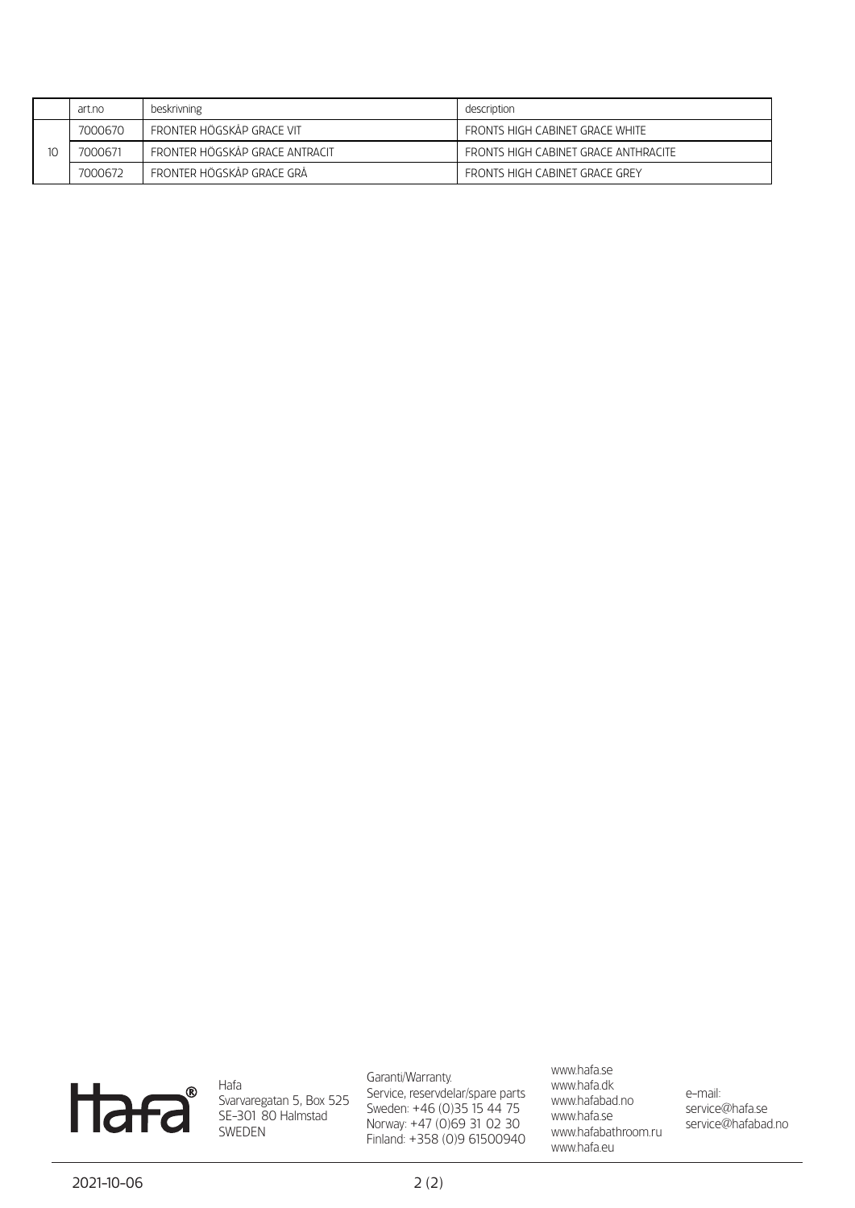| | art.no | beskrivning | description |
|---|---|---|---|
| 10 | 7000670 | FRONTER HÖGSKÅP GRACE VIT | FRONTS HIGH CABINET GRACE WHITE |
| | 7000671 | FRONTER HÖGSKÅP GRACE ANTRACIT | FRONTS HIGH CABINET GRACE ANTHRACITE |
| | 7000672 | FRONTER HÖGSKÅP GRACE GRÅ | FRONTS HIGH CABINET GRACE GREY |

Hafa
Svarvaregatan 5, Box 525
SE-301 80 Halmstad
SWEDEN

Garanti/Warranty.
Service, reservdelar/spare parts
Sweden: +46 (0)35 15 44 75
Norway: +47 (0)69 31 02 30
Finland: +358 (0)9 61500940

www.hafa.se
www.hafa.dk
www.hafabad.no
www.hafa.se
www.hafabathroom.ru
www.hafa.eu

e-mail:
service@hafa.se
service@hafabad.no

2021-10-06